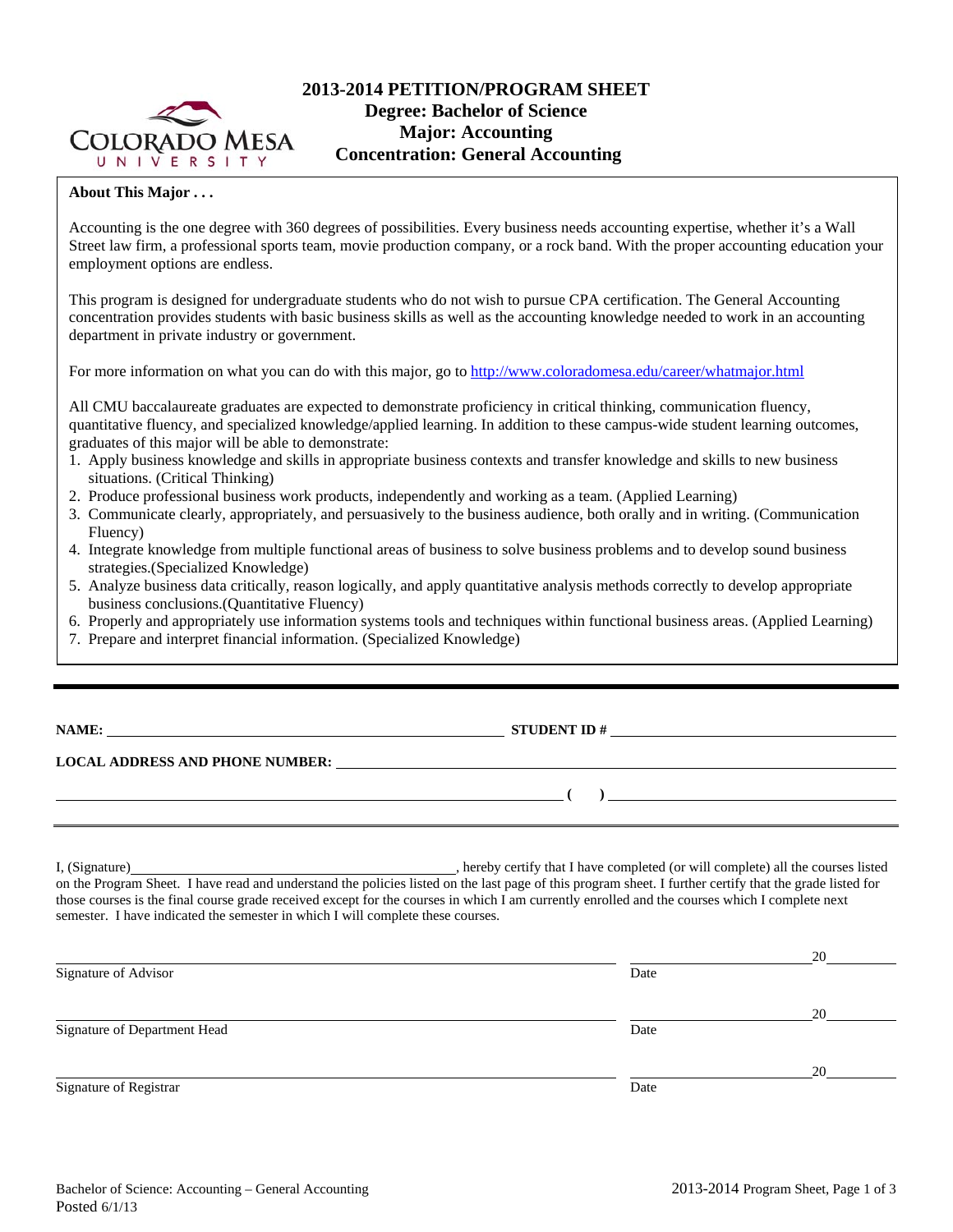# 2013-2014 PETITION/PROGRAM SHEET
## Degree: Bachelor of Science
## Major: Accounting
## Concentration: General Accounting

**About This Major . . .**

Accounting is the one degree with 360 degrees of possibilities. Every business needs accounting expertise, whether it's a Wall Street law firm, a professional sports team, movie production company, or a rock band. With the proper accounting education your employment options are endless.

This program is designed for undergraduate students who do not wish to pursue CPA certification. The General Accounting concentration provides students with basic business skills as well as the accounting knowledge needed to work in an accounting department in private industry or government.

For more information on what you can do with this major, go to http://www.coloradomesa.edu/career/whatmajor.html

All CMU baccalaureate graduates are expected to demonstrate proficiency in critical thinking, communication fluency, quantitative fluency, and specialized knowledge/applied learning. In addition to these campus-wide student learning outcomes, graduates of this major will be able to demonstrate:

1. Apply business knowledge and skills in appropriate business contexts and transfer knowledge and skills to new business situations. (Critical Thinking)
2. Produce professional business work products, independently and working as a team. (Applied Learning)
3. Communicate clearly, appropriately, and persuasively to the business audience, both orally and in writing. (Communication Fluency)
4. Integrate knowledge from multiple functional areas of business to solve business problems and to develop sound business strategies.(Specialized Knowledge)
5. Analyze business data critically, reason logically, and apply quantitative analysis methods correctly to develop appropriate business conclusions.(Quantitative Fluency)
6. Properly and appropriately use information systems tools and techniques within functional business areas. (Applied Learning)
7. Prepare and interpret financial information. (Specialized Knowledge)

---

**NAME:** \_\_\_\_\_\_\_\_\_\_\_\_\_\_\_\_\_\_\_\_\_\_\_\_ **STUDENT ID #** \_\_\_\_\_\_\_\_\_\_\_\_\_\_\_\_\_\_\_\_

**LOCAL ADDRESS AND PHONE NUMBER:** \_\_\_\_\_\_\_\_\_\_\_\_\_\_\_\_\_\_\_\_\_\_\_\_\_\_\_\_\_\_

\_\_\_\_\_\_\_\_\_\_\_\_\_\_\_\_\_\_\_\_\_\_\_\_\_\_\_\_\_\_ **( )** \_\_\_\_\_\_\_\_\_\_\_\_\_\_\_\_\_\_\_\_

I, (Signature)\_\_\_\_\_\_\_\_\_\_\_\_\_\_\_\_\_\_\_\_\_\_\_\_, hereby certify that I have completed (or will complete) all the courses listed on the Program Sheet. I have read and understand the policies listed on the last page of this program sheet. I further certify that the grade listed for those courses is the final course grade received except for the courses in which I am currently enrolled and the courses which I complete next semester. I have indicated the semester in which I will complete these courses.

\_\_\_\_\_\_\_\_\_\_\_\_\_\_\_\_\_\_\_\_\_\_\_\_\_\_\_\_\_\_ \_\_\_\_\_\_\_\_\_\_\_\_\_\_\_\_20\_\_\_\_\_\_
Signature of Advisor Date

\_\_\_\_\_\_\_\_\_\_\_\_\_\_\_\_\_\_\_\_\_\_\_\_\_\_\_\_\_\_ \_\_\_\_\_\_\_\_\_\_\_\_\_\_\_\_20\_\_\_\_\_\_
Signature of Department Head Date

\_\_\_\_\_\_\_\_\_\_\_\_\_\_\_\_\_\_\_\_\_\_\_\_\_\_\_\_\_\_ \_\_\_\_\_\_\_\_\_\_\_\_\_\_\_\_20\_\_\_\_\_\_
Signature of Registrar Date

Bachelor of Science: Accounting – General Accounting
Posted 6/1/13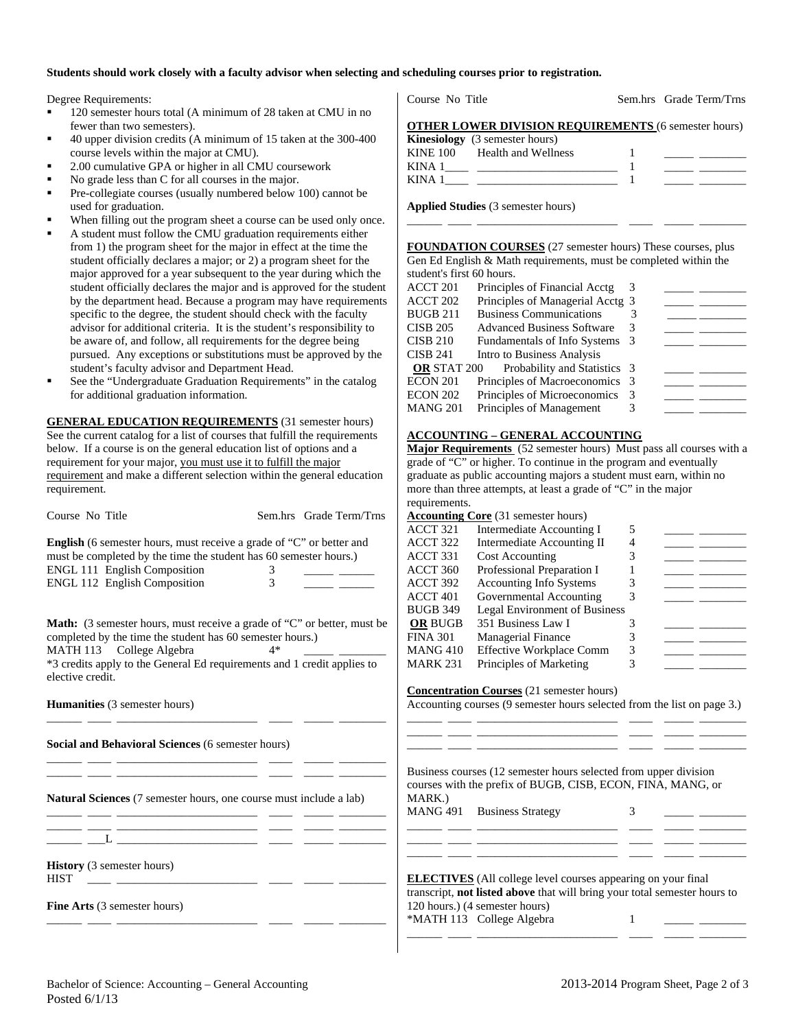**Students should work closely with a faculty advisor when selecting and scheduling courses prior to registration.**

Degree Requirements:

- 120 semester hours total (A minimum of 28 taken at CMU in no fewer than two semesters).
- 40 upper division credits (A minimum of 15 taken at the 300-400 course levels within the major at CMU).
- 2.00 cumulative GPA or higher in all CMU coursework
- No grade less than C for all courses in the major.
- Pre-collegiate courses (usually numbered below 100) cannot be used for graduation.
- When filling out the program sheet a course can be used only once.
- A student must follow the CMU graduation requirements either from 1) the program sheet for the major in effect at the time the student officially declares a major; or 2) a program sheet for the major approved for a year subsequent to the year during which the student officially declares the major and is approved for the student by the department head. Because a program may have requirements specific to the degree, the student should check with the faculty advisor for additional criteria. It is the student's responsibility to be aware of, and follow, all requirements for the degree being pursued. Any exceptions or substitutions must be approved by the student's faculty advisor and Department Head.
- See the "Undergraduate Graduation Requirements" in the catalog for additional graduation information.

**GENERAL EDUCATION REQUIREMENTS** (31 semester hours) See the current catalog for a list of courses that fulfill the requirements below. If a course is on the general education list of options and a requirement for your major, you must use it to fulfill the major requirement and make a different selection within the general education requirement.

| Course No | Title | Sem.hrs | Grade | Term/Trns |
|---|---|---|---|---|
| **English** (6 semester hours, must receive a grade of "C" or better and must be completed by the time the student has 60 semester hours.) | | | | |
| ENGL 111 | English Composition | 3 | | |
| ENGL 112 | English Composition | 3 | | |
| **Math:** (3 semester hours, must receive a grade of "C" or better, must be completed by the time the student has 60 semester hours.) | | | | |
| MATH 113 | College Algebra | 4* | | |
| *3 credits apply to the General Ed requirements and 1 credit applies to elective credit. | | | | |
| **Humanities** (3 semester hours) | | | | |
| | | | | |
| **Social and Behavioral Sciences** (6 semester hours) | | | | |
| | | | | |
| | | | | |
| **Natural Sciences** (7 semester hours, one course must include a lab) | | | | |
| | | | | |
| | | | | |
| ___L | | | | |
| **History** (3 semester hours) | | | | |
| HIST | | | | |
| **Fine Arts** (3 semester hours) | | | | |
| | | | | |

| Course No | Title | Sem.hrs | Grade | Term/Trns |
|---|---|---|---|---|
| **OTHER LOWER DIVISION REQUIREMENTS** (6 semester hours) | | | | |
| **Kinesiology** (3 semester hours) | | | | |
| KINE 100 | Health and Wellness | 1 | | |
| KINA 1____ | | 1 | | |
| KINA 1____ | | 1 | | |
| **Applied Studies** (3 semester hours) | | | | |
| | | | | |

**FOUNDATION COURSES** (27 semester hours) These courses, plus Gen Ed English & Math requirements, must be completed within the student's first 60 hours.

| Course No | Title | Sem.hrs | Grade | Term/Trns |
|---|---|---|---|---|
| ACCT 201 | Principles of Financial Acctg | 3 | | |
| ACCT 202 | Principles of Managerial Acctg | 3 | | |
| BUGB 211 | Business Communications | 3 | | |
| CISB 205 | Advanced Business Software | 3 | | |
| CISB 210 | Fundamentals of Info Systems | 3 | | |
| CISB 241 | Intro to Business Analysis | | | |
| **OR** STAT 200 | Probability and Statistics | 3 | | |
| ECON 201 | Principles of Macroeconomics | 3 | | |
| ECON 202 | Principles of Microeconomics | 3 | | |
| MANG 201 | Principles of Management | 3 | | |

**ACCOUNTING – GENERAL ACCOUNTING**

**Major Requirements** (52 semester hours) Must pass all courses with a grade of "C" or higher. To continue in the program and eventually graduate as public accounting majors a student must earn, within no more than three attempts, at least a grade of "C" in the major requirements.

**Accounting Core** (31 semester hours)

| Course No | Title | Sem.hrs | Grade | Term/Trns |
|---|---|---|---|---|
| ACCT 321 | Intermediate Accounting I | 5 | | |
| ACCT 322 | Intermediate Accounting II | 4 | | |
| ACCT 331 | Cost Accounting | 3 | | |
| ACCT 360 | Professional Preparation I | 1 | | |
| ACCT 392 | Accounting Info Systems | 3 | | |
| ACCT 401 | Governmental Accounting | 3 | | |
| BUGB 349 | Legal Environment of Business | | | |
| **OR** BUGB 351 | Business Law I | 3 | | |
| FINA 301 | Managerial Finance | 3 | | |
| MANG 410 | Effective Workplace Comm | 3 | | |
| MARK 231 | Principles of Marketing | 3 | | |

**Concentration Courses** (21 semester hours)

Accounting courses (9 semester hours selected from the list on page 3.)

| Course No | Title | Sem.hrs | Grade | Term/Trns |
|---|---|---|---|---|
| | | | | |
| | | | | |
| | | | | |

Business courses (12 semester hours selected from upper division courses with the prefix of BUGB, CISB, ECON, FINA, MANG, or MARK.)

| Course No | Title | Sem.hrs | Grade | Term/Trns |
|---|---|---|---|---|
| MANG 491 | Business Strategy | 3 | | |
| | | | | |
| | | | | |
| | | | | |

**ELECTIVES** (All college level courses appearing on your final transcript, **not listed above** that will bring your total semester hours to 120 hours.) (4 semester hours)

| Course No | Title | Sem.hrs | Grade | Term/Trns |
|---|---|---|---|---|
| *MATH 113 | College Algebra | 1 | | |
| | | | | |

Bachelor of Science: Accounting – General Accounting
Posted 6/1/13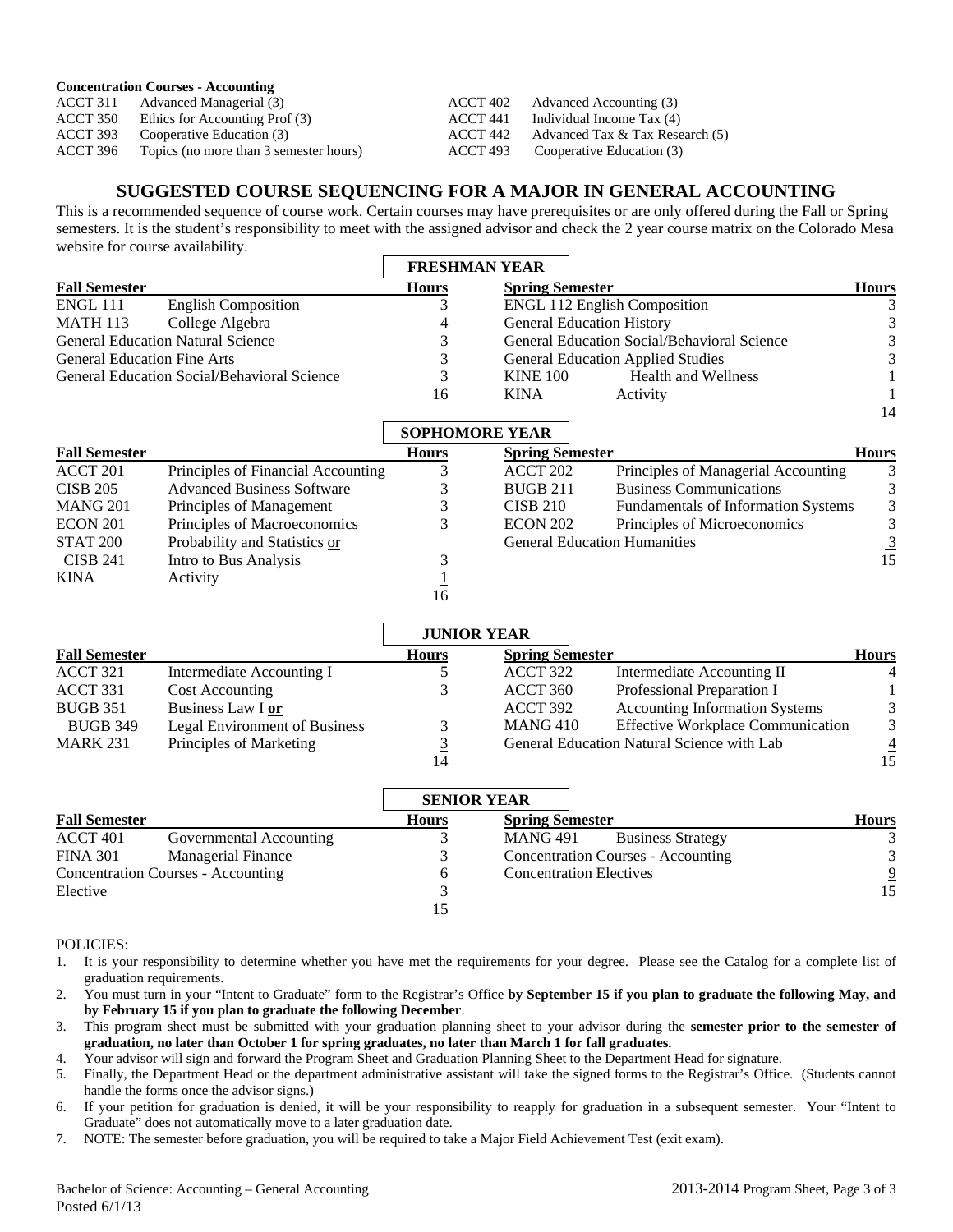**Concentration Courses - Accounting**

| | | | |
|---|---|---|---|
| ACCT 311 | Advanced Managerial (3) | ACCT 402 | Advanced Accounting (3) |
| ACCT 350 | Ethics for Accounting Prof (3) | ACCT 441 | Individual Income Tax (4) |
| ACCT 393 | Cooperative Education (3) | ACCT 442 | Advanced Tax & Tax Research (5) |
| ACCT 396 | Topics (no more than 3 semester hours) | ACCT 493 | Cooperative Education (3) |

## SUGGESTED COURSE SEQUENCING FOR A MAJOR IN GENERAL ACCOUNTING

This is a recommended sequence of course work. Certain courses may have prerequisites or are only offered during the Fall or Spring semesters. It is the student's responsibility to meet with the assigned advisor and check the 2 year course matrix on the Colorado Mesa website for course availability.

### FRESHMAN YEAR

| Fall Semester | | Hours | Spring Semester | | Hours |
|---|---|---|---|---|---|
| ENGL 111 | English Composition | 3 | ENGL 112 English Composition | | 3 |
| MATH 113 | College Algebra | 4 | General Education History | | 3 |
| General Education Natural Science | | 3 | General Education Social/Behavioral Science | | 3 |
| General Education Fine Arts | | 3 | General Education Applied Studies | | 3 |
| General Education Social/Behavioral Science | | 3 | KINE 100 | Health and Wellness | 1 |
| | | 16 | KINA | Activity | 1 |
| | | | | | 14 |

### SOPHOMORE YEAR

| Fall Semester | | Hours | Spring Semester | | Hours |
|---|---|---|---|---|---|
| ACCT 201 | Principles of Financial Accounting | 3 | ACCT 202 | Principles of Managerial Accounting | 3 |
| CISB 205 | Advanced Business Software | 3 | BUGB 211 | Business Communications | 3 |
| MANG 201 | Principles of Management | 3 | CISB 210 | Fundamentals of Information Systems | 3 |
| ECON 201 | Principles of Macroeconomics | 3 | ECON 202 | Principles of Microeconomics | 3 |
| STAT 200 | Probability and Statistics or | | General Education Humanities | | 3 |
| CISB 241 | Intro to Bus Analysis | 3 | | | 15 |
| KINA | Activity | 1 | | | |
| | | 16 | | | |

### JUNIOR YEAR

| Fall Semester | | Hours | Spring Semester | | Hours |
|---|---|---|---|---|---|
| ACCT 321 | Intermediate Accounting I | 5 | ACCT 322 | Intermediate Accounting II | 4 |
| ACCT 331 | Cost Accounting | 3 | ACCT 360 | Professional Preparation I | 1 |
| BUGB 351 | Business Law I **or** | | ACCT 392 | Accounting Information Systems | 3 |
| BUGB 349 | Legal Environment of Business | 3 | MANG 410 | Effective Workplace Communication | 3 |
| MARK 231 | Principles of Marketing | 3 | General Education Natural Science with Lab | | 4 |
| | | 14 | | | 15 |

### SENIOR YEAR

| Fall Semester | | Hours | Spring Semester | | Hours |
|---|---|---|---|---|---|
| ACCT 401 | Governmental Accounting | 3 | MANG 491 | Business Strategy | 3 |
| FINA 301 | Managerial Finance | 3 | Concentration Courses - Accounting | | 3 |
| Concentration Courses - Accounting | | 6 | Concentration Electives | | 9 |
| Elective | | 3 | | | 15 |
| | | 15 | | | |

POLICIES:

1. It is your responsibility to determine whether you have met the requirements for your degree. Please see the Catalog for a complete list of graduation requirements.
2. You must turn in your "Intent to Graduate" form to the Registrar's Office **by September 15 if you plan to graduate the following May, and by February 15 if you plan to graduate the following December**.
3. This program sheet must be submitted with your graduation planning sheet to your advisor during the **semester prior to the semester of graduation, no later than October 1 for spring graduates, no later than March 1 for fall graduates.**
4. Your advisor will sign and forward the Program Sheet and Graduation Planning Sheet to the Department Head for signature.
5. Finally, the Department Head or the department administrative assistant will take the signed forms to the Registrar's Office. (Students cannot handle the forms once the advisor signs.)
6. If your petition for graduation is denied, it will be your responsibility to reapply for graduation in a subsequent semester. Your "Intent to Graduate" does not automatically move to a later graduation date.
7. NOTE: The semester before graduation, you will be required to take a Major Field Achievement Test (exit exam).

Bachelor of Science: Accounting – General Accounting
Posted 6/1/13